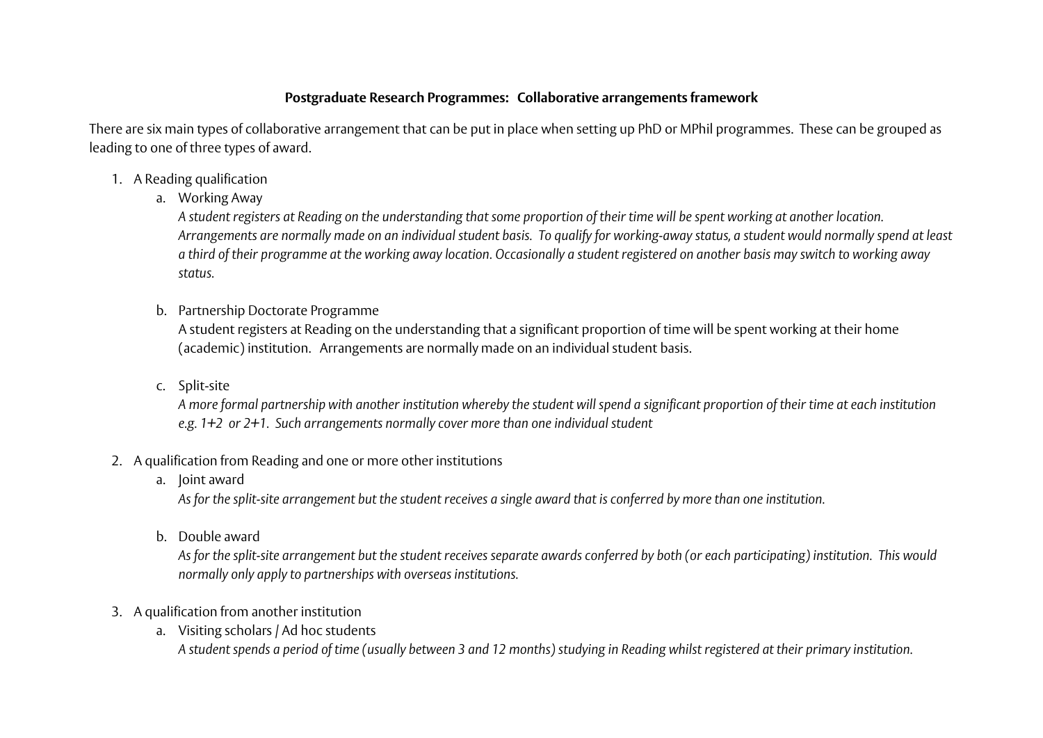**Postgraduate Research Programmes: Collaborative arrangements framework**

There are six main types of collaborative arrangement that can be put in place when setting up PhD or MPhil programmes. These can be grouped as leading to one of three types of award.

1. A Reading qualification
   a. Working Away
      *A student registers at Reading on the understanding that some proportion of their time will be spent working at another location. Arrangements are normally made on an individual student basis. To qualify for working-away status, a student would normally spend at least a third of their programme at the working away location. Occasionally a student registered on another basis may switch to working away status.*

   b. Partnership Doctorate Programme
      A student registers at Reading on the understanding that a significant proportion of time will be spent working at their home (academic) institution. Arrangements are normally made on an individual student basis.

   c. Split-site
      *A more formal partnership with another institution whereby the student will spend a significant proportion of their time at each institution e.g. 1+2 or 2+1. Such arrangements normally cover more than one individual student*

2. A qualification from Reading and one or more other institutions
   a. Joint award
      *As for the split-site arrangement but the student receives a single award that is conferred by more than one institution.*

   b. Double award
      *As for the split-site arrangement but the student receives separate awards conferred by both (or each participating) institution. This would normally only apply to partnerships with overseas institutions.*

3. A qualification from another institution
   a. Visiting scholars / Ad hoc students
      *A student spends a period of time (usually between 3 and 12 months) studying in Reading whilst registered at their primary institution.*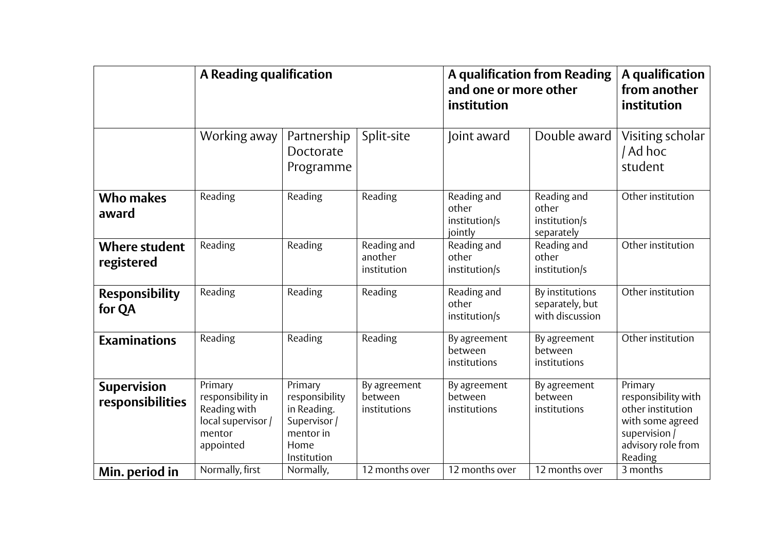| | A Reading qualification | | | A qualification from Reading and one or more other institution | | A qualification from another institution |
|---|---|---|---|---|---|---|
| | Working away | Partnership Doctorate Programme | Split-site | Joint award | Double award | Visiting scholar / Ad hoc student |
| **Who makes award** | Reading | Reading | Reading | Reading and other institution/s jointly | Reading and other institution/s separately | Other institution |
| **Where student registered** | Reading | Reading | Reading and another institution | Reading and other institution/s | Reading and other institution/s | Other institution |
| **Responsibility for QA** | Reading | Reading | Reading | Reading and other institution/s | By institutions separately, but with discussion | Other institution |
| **Examinations** | Reading | Reading | Reading | By agreement between institutions | By agreement between institutions | Other institution |
| **Supervision responsibilities** | Primary responsibility in Reading with local supervisor / mentor appointed | Primary responsibility in Reading. Supervisor / mentor in Home Institution | By agreement between institutions | By agreement between institutions | By agreement between institutions | Primary responsibility with other institution with some agreed supervision / advisory role from Reading |
| **Min. period in** | Normally, first | Normally, | 12 months over | 12 months over | 12 months over | 3 months |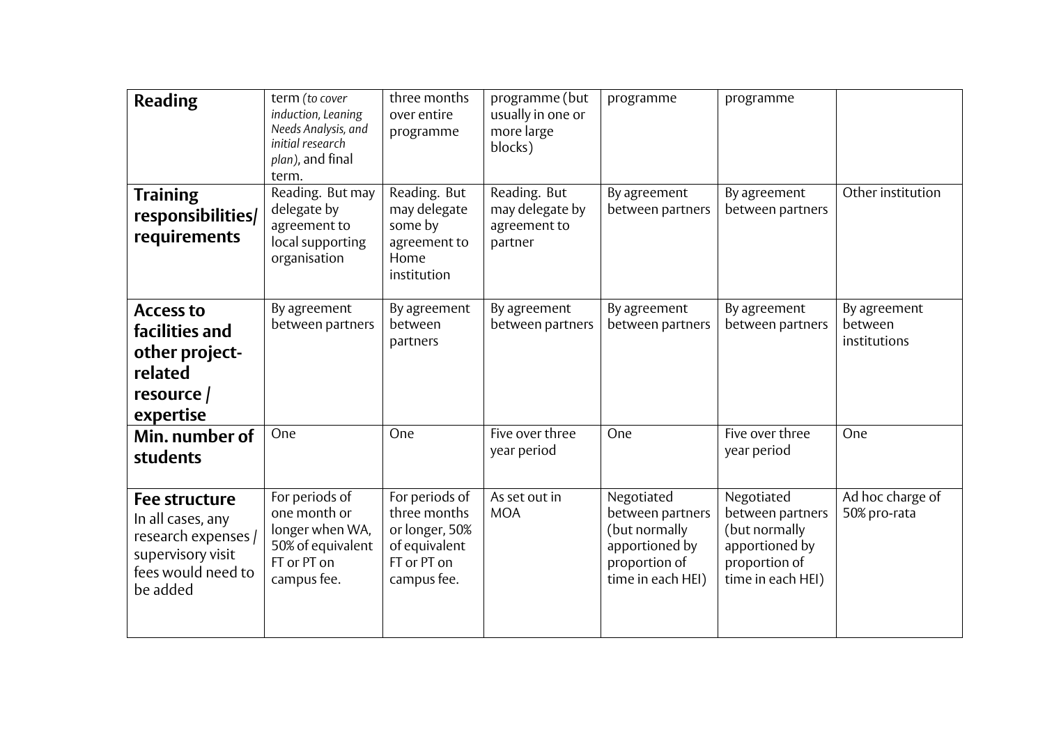| Reading | term *(to cover induction, Leaning Needs Analysis, and initial research plan)*, and final term. | three months over entire programme | programme (but usually in one or more large blocks) | programme | programme | |
|---|---|---|---|---|---|---|
| **Training responsibilities/ requirements** | Reading. But may delegate by agreement to local supporting organisation | Reading. But may delegate some by agreement to Home institution | Reading. But may delegate by agreement to partner | By agreement between partners | By agreement between partners | Other institution |
| **Access to facilities and other project-related resource / expertise** | By agreement between partners | By agreement between partners | By agreement between partners | By agreement between partners | By agreement between partners | By agreement between institutions |
| **Min. number of students** | One | One | Five over three year period | One | Five over three year period | One |
| **Fee structure** In all cases, any research expenses / supervisory visit fees would need to be added | For periods of one month or longer when WA, 50% of equivalent FT or PT on campus fee. | For periods of three months or longer, 50% of equivalent FT or PT on campus fee. | As set out in MOA | Negotiated between partners (but normally apportioned by proportion of time in each HEI) | Negotiated between partners (but normally apportioned by proportion of time in each HEI) | Ad hoc charge of 50% pro-rata |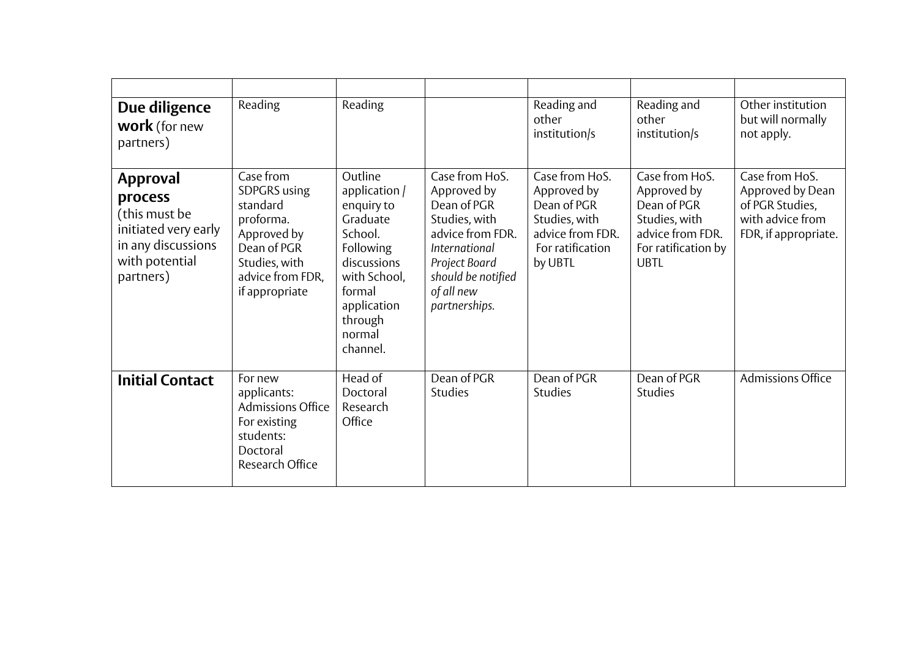| | | | | | | |
|---|---|---|---|---|---|---|
| **Due diligence work** (for new partners) | Reading | Reading | | Reading and other institution/s | Reading and other institution/s | Other institution but will normally not apply. |
| **Approval process** (this must be initiated very early in any discussions with potential partners) | Case from SDPGRS using standard proforma. Approved by Dean of PGR Studies, with advice from FDR, if appropriate | Outline application / enquiry to Graduate School. Following discussions with School, formal application through normal channel. | Case from HoS. Approved by Dean of PGR Studies, with advice from FDR. *International Project Board should be notified of all new partnerships.* | Case from HoS. Approved by Dean of PGR Studies, with advice from FDR. For ratification by UBTL | Case from HoS. Approved by Dean of PGR Studies, with advice from FDR. For ratification by UBTL | Case from HoS. Approved by Dean of PGR Studies, with advice from FDR, if appropriate. |
| **Initial Contact** | For new applicants: Admissions Office For existing students: Doctoral Research Office | Head of Doctoral Research Office | Dean of PGR Studies | Dean of PGR Studies | Dean of PGR Studies | Admissions Office |